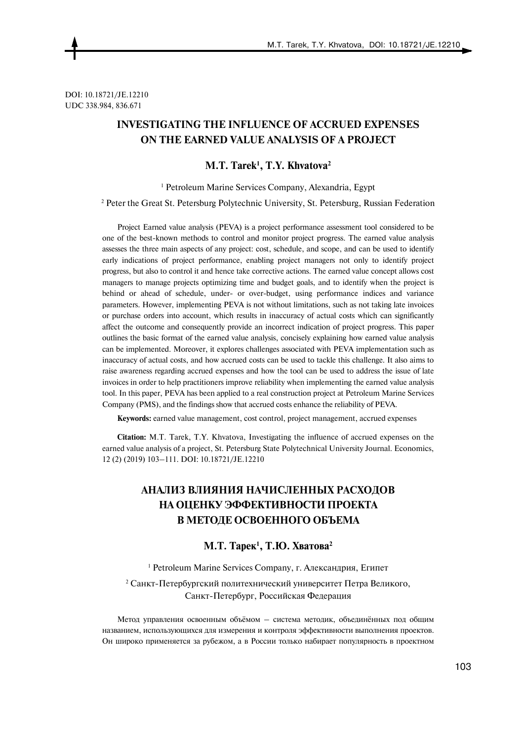DOI: 10.18721/JE.12210
UDC 338.984, 836.671

# INVESTIGATING THE INFLUENCE OF ACCRUED EXPENSES ON THE EARNED VALUE ANALYSIS OF A PROJECT

**M.T. Tarek[1], T.Y. Khvatova[2]**

[1] Petroleum Marine Services Company, Alexandria, Egypt

[2] Peter the Great St. Petersburg Polytechnic University, St. Petersburg, Russian Federation

Project Earned value analysis (PEVA) is a project performance assessment tool considered to be one of the best-known methods to control and monitor project progress. The earned value analysis assesses the three main aspects of any project: cost, schedule, and scope, and can be used to identify early indications of project performance, enabling project managers not only to identify project progress, but also to control it and hence take corrective actions. The earned value concept allows cost managers to manage projects optimizing time and budget goals, and to identify when the project is behind or ahead of schedule, under- or over-budget, using performance indices and variance parameters. However, implementing PEVA is not without limitations, such as not taking late invoices or purchase orders into account, which results in inaccuracy of actual costs which can significantly affect the outcome and consequently provide an incorrect indication of project progress. This paper outlines the basic format of the earned value analysis, concisely explaining how earned value analysis can be implemented. Moreover, it explores challenges associated with PEVA implementation such as inaccuracy of actual costs, and how accrued costs can be used to tackle this challenge. It also aims to raise awareness regarding accrued expenses and how the tool can be used to address the issue of late invoices in order to help practitioners improve reliability when implementing the earned value analysis tool. In this paper, PEVA has been applied to a real construction project at Petroleum Marine Services Company (PMS), and the findings show that accrued costs enhance the reliability of PEVA.

**Keywords:** earned value management, cost control, project management, accrued expenses

**Citation:** M.T. Tarek, T.Y. Khvatova, Investigating the influence of accrued expenses on the earned value analysis of a project, St. Petersburg State Polytechnical University Journal. Economics, 12 (2) (2019) 103–111. DOI: 10.18721/JE.12210

# АНАЛИЗ ВЛИЯНИЯ НАЧИСЛЕННЫХ РАСХОДОВ НА ОЦЕНКУ ЭФФЕКТИВНОСТИ ПРОЕКТА В МЕТОДЕ ОСВОЕННОГО ОБЪЕМА

**М.Т. Тарек[1], Т.Ю. Хватова[2]**

[1] Petroleum Marine Services Company, г. Александрия, Египет

[2] Санкт-Петербургский политехнический университет Петра Великого, Санкт-Петербург, Российская Федерация

Метод управления освоенным объёмом – система методик, объединённых под общим названием, использующихся для измерения и контроля эффективности выполнения проектов. Он широко применяется за рубежом, а в России только набирает популярность в проектном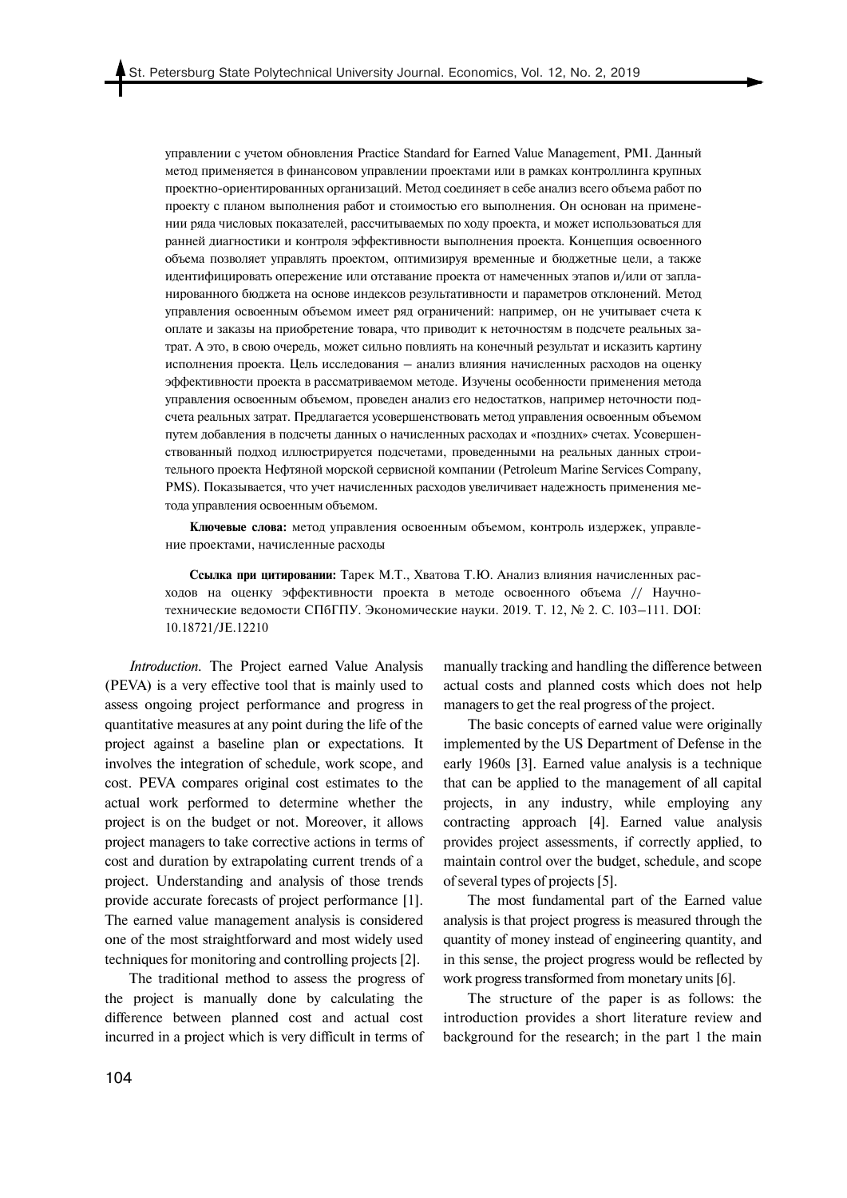управлении с учетом обновления Practice Standard for Earned Value Management, PMI. Данный метод применяется в финансовом управлении проектами или в рамках контроллинга крупных проектно-ориентированных организаций. Метод соединяет в себе анализ всего объема работ по проекту с планом выполнения работ и стоимостью его выполнения. Он основан на применении ряда числовых показателей, рассчитываемых по ходу проекта, и может использоваться для ранней диагностики и контроля эффективности выполнения проекта. Концепция освоенного объема позволяет управлять проектом, оптимизируя временные и бюджетные цели, а также идентифицировать опережение или отставание проекта от намеченных этапов и/или от запланированного бюджета на основе индексов результативности и параметров отклонений. Метод управления освоенным объемом имеет ряд ограничений: например, он не учитывает счета к оплате и заказы на приобретение товара, что приводит к неточностям в подсчете реальных затрат. А это, в свою очередь, может сильно повлиять на конечный результат и исказить картину исполнения проекта. Цель исследования — анализ влияния начисленных расходов на оценку эффективности проекта в рассматриваемом методе. Изучены особенности применения метода управления освоенным объемом, проведен анализ его недостатков, например неточности подсчета реальных затрат. Предлагается усовершенствовать метод управления освоенным объемом путем добавления в подсчеты данных о начисленных расходах и «поздних» счетах. Усовершенствованный подход иллюстрируется подсчетами, проведенными на реальных данных строительного проекта Нефтяной морской сервисной компании (Petroleum Marine Services Company, PMS). Показывается, что учет начисленных расходов увеличивает надежность применения метода управления освоенным объемом.

**Ключевые слова:** метод управления освоенным объемом, контроль издержек, управление проектами, начисленные расходы

**Ссылка при цитировании:** Тарек М.Т., Хватова Т.Ю. Анализ влияния начисленных расходов на оценку эффективности проекта в методе освоенного объема // Научно-технические ведомости СПбГПУ. Экономические науки. 2019. Т. 12, № 2. С. 103–111. DOI: 10.18721/JE.12210

*Introduction.* The Project earned Value Analysis (PEVA) is a very effective tool that is mainly used to assess ongoing project performance and progress in quantitative measures at any point during the life of the project against a baseline plan or expectations. It involves the integration of schedule, work scope, and cost. PEVA compares original cost estimates to the actual work performed to determine whether the project is on the budget or not. Moreover, it allows project managers to take corrective actions in terms of cost and duration by extrapolating current trends of a project. Understanding and analysis of those trends provide accurate forecasts of project performance [1]. The earned value management analysis is considered one of the most straightforward and most widely used techniques for monitoring and controlling projects [2].

The traditional method to assess the progress of the project is manually done by calculating the difference between planned cost and actual cost incurred in a project which is very difficult in terms of manually tracking and handling the difference between actual costs and planned costs which does not help managers to get the real progress of the project.

The basic concepts of earned value were originally implemented by the US Department of Defense in the early 1960s [3]. Earned value analysis is a technique that can be applied to the management of all capital projects, in any industry, while employing any contracting approach [4]. Earned value analysis provides project assessments, if correctly applied, to maintain control over the budget, schedule, and scope of several types of projects [5].

The most fundamental part of the Earned value analysis is that project progress is measured through the quantity of money instead of engineering quantity, and in this sense, the project progress would be reflected by work progress transformed from monetary units [6].

The structure of the paper is as follows: the introduction provides a short literature review and background for the research; in the part 1 the main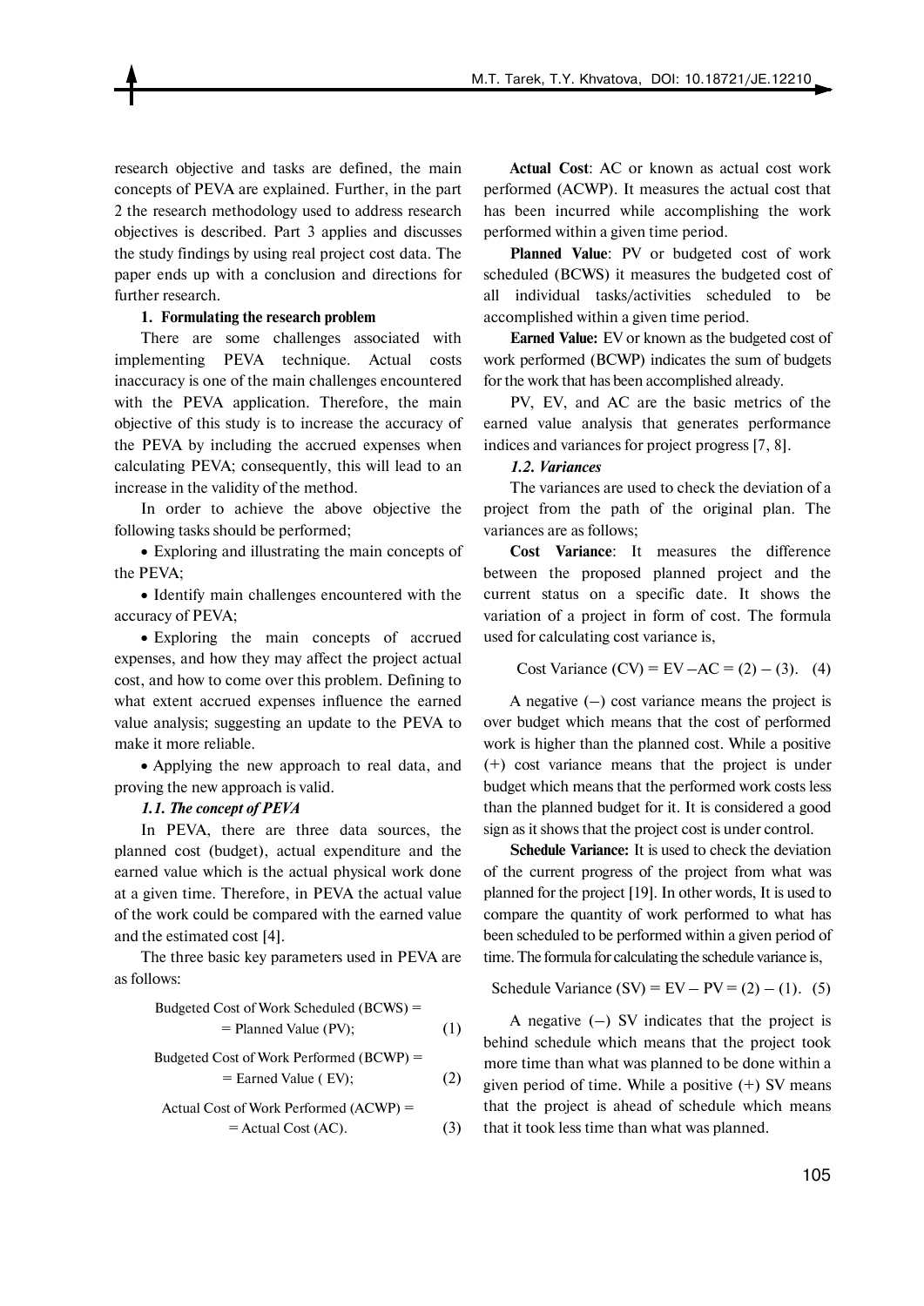research objective and tasks are defined, the main concepts of PEVA are explained. Further, in the part 2 the research methodology used to address research objectives is described. Part 3 applies and discusses the study findings by using real project cost data. The paper ends up with a conclusion and directions for further research.

## 1. Formulating the research problem

There are some challenges associated with implementing PEVA technique. Actual costs inaccuracy is one of the main challenges encountered with the PEVA application. Therefore, the main objective of this study is to increase the accuracy of the PEVA by including the accrued expenses when calculating PEVA; consequently, this will lead to an increase in the validity of the method.

In order to achieve the above objective the following tasks should be performed;

- Exploring and illustrating the main concepts of the PEVA;
- Identify main challenges encountered with the accuracy of PEVA;
- Exploring the main concepts of accrued expenses, and how they may affect the project actual cost, and how to come over this problem. Defining to what extent accrued expenses influence the earned value analysis; suggesting an update to the PEVA to make it more reliable.
- Applying the new approach to real data, and proving the new approach is valid.

### *1.1. The concept of PEVA*

In PEVA, there are three data sources, the planned cost (budget), actual expenditure and the earned value which is the actual physical work done at a given time. Therefore, in PEVA the actual value of the work could be compared with the earned value and the estimated cost [4].

The three basic key parameters used in PEVA are as follows:

$$\text{Budgeted Cost of Work Scheduled (BCWS)} = \text{Planned Value (PV)}; \quad (1)$$

$$\text{Budgeted Cost of Work Performed (BCWP)} = \text{Earned Value (EV)}; \quad (2)$$

$$\text{Actual Cost of Work Performed (ACWP)} = \text{Actual Cost (AC)}. \quad (3)$$

**Actual Cost**: AC or known as actual cost work performed (ACWP). It measures the actual cost that has been incurred while accomplishing the work performed within a given time period.

**Planned Value**: PV or budgeted cost of work scheduled (BCWS) it measures the budgeted cost of all individual tasks/activities scheduled to be accomplished within a given time period.

**Earned Value:** EV or known as the budgeted cost of work performed (BCWP) indicates the sum of budgets for the work that has been accomplished already.

PV, EV, and AC are the basic metrics of the earned value analysis that generates performance indices and variances for project progress [7, 8].

### *1.2. Variances*

The variances are used to check the deviation of a project from the path of the original plan. The variances are as follows;

**Cost Variance**: It measures the difference between the proposed planned project and the current status on a specific date. It shows the variation of a project in form of cost. The formula used for calculating cost variance is,

$$\text{Cost Variance (CV)} = \text{EV} - \text{AC} = (2) - (3). \quad (4)$$

A negative (–) cost variance means the project is over budget which means that the cost of performed work is higher than the planned cost. While a positive (+) cost variance means that the project is under budget which means that the performed work costs less than the planned budget for it. It is considered a good sign as it shows that the project cost is under control.

**Schedule Variance:** It is used to check the deviation of the current progress of the project from what was planned for the project [19]. In other words, It is used to compare the quantity of work performed to what has been scheduled to be performed within a given period of time. The formula for calculating the schedule variance is,

$$\text{Schedule Variance (SV)} = \text{EV} - \text{PV} = (2) - (1). \quad (5)$$

A negative (–) SV indicates that the project is behind schedule which means that the project took more time than what was planned to be done within a given period of time. While a positive (+) SV means that the project is ahead of schedule which means that it took less time than what was planned.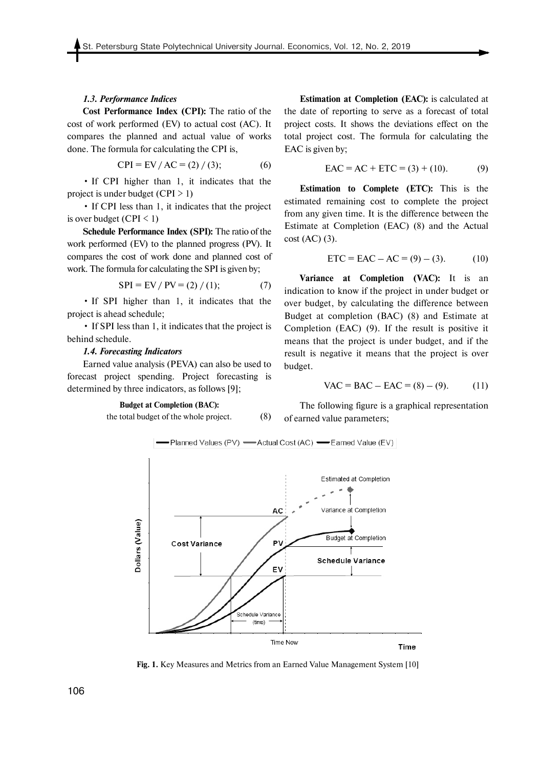*1.3. Performance Indices*

**Cost Performance Index (CPI):** The ratio of the cost of work performed (EV) to actual cost (AC). It compares the planned and actual value of works done. The formula for calculating the CPI is,

$$CPI = EV / AC = (2) / (3); \qquad (6)$$

- If CPI higher than 1, it indicates that the project is under budget (CPI > 1)
- If CPI less than 1, it indicates that the project is over budget (CPI < 1)

**Schedule Performance Index (SPI):** The ratio of the work performed (EV) to the planned progress (PV). It compares the cost of work done and planned cost of work. The formula for calculating the SPI is given by;

$$SPI = EV / PV = (2) / (1); \qquad (7)$$

- If SPI higher than 1, it indicates that the project is ahead schedule;
- If SPI less than 1, it indicates that the project is behind schedule.

*1.4. Forecasting Indicators*

Earned value analysis (PEVA) can also be used to forecast project spending. Project forecasting is determined by three indicators, as follows [9];

**Budget at Completion (BAC):**
the total budget of the whole project. (8)

**Estimation at Completion (EAC):** is calculated at the date of reporting to serve as a forecast of total project costs. It shows the deviations effect on the total project cost. The formula for calculating the EAC is given by;

$$EAC = AC + ETC = (3) + (10). \qquad (9)$$

**Estimation to Complete (ETC):** This is the estimated remaining cost to complete the project from any given time. It is the difference between the Estimate at Completion (EAC) (8) and the Actual cost (AC) (3).

$$ETC = EAC - AC = (9) - (3). \qquad (10)$$

**Variance at Completion (VAC):** It is an indication to know if the project in under budget or over budget, by calculating the difference between Budget at completion (BAC) (8) and Estimate at Completion (EAC) (9). If the result is positive it means that the project is under budget, and if the result is negative it means that the project is over budget.

$$VAC = BAC - EAC = (8) - (9). \qquad (11)$$

The following figure is a graphical representation of earned value parameters;

**Fig. 1.** Key Measures and Metrics from an Earned Value Management System [10]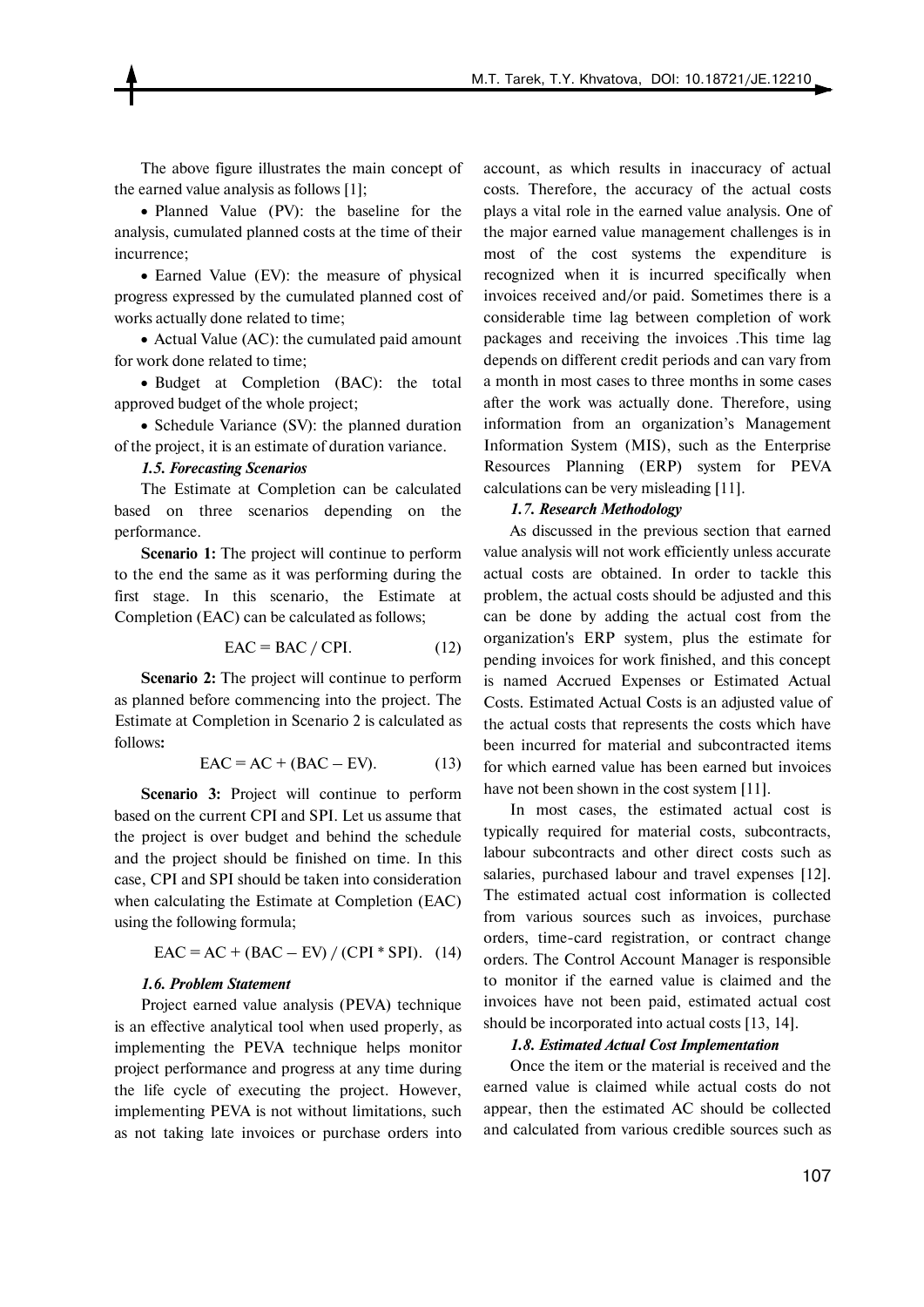The above figure illustrates the main concept of the earned value analysis as follows [1];

- Planned Value (PV): the baseline for the analysis, cumulated planned costs at the time of their incurrence;
- Earned Value (EV): the measure of physical progress expressed by the cumulated planned cost of works actually done related to time;
- Actual Value (AC): the cumulated paid amount for work done related to time;
- Budget at Completion (BAC): the total approved budget of the whole project;
- Schedule Variance (SV): the planned duration of the project, it is an estimate of duration variance.

### *1.5. Forecasting Scenarios*

The Estimate at Completion can be calculated based on three scenarios depending on the performance.

**Scenario 1:** The project will continue to perform to the end the same as it was performing during the first stage. In this scenario, the Estimate at Completion (EAC) can be calculated as follows;

$$EAC = BAC / CPI. \quad (12)$$

**Scenario 2:** The project will continue to perform as planned before commencing into the project. The Estimate at Completion in Scenario 2 is calculated as follows**:**

$$EAC = AC + (BAC - EV). \quad (13)$$

**Scenario 3:** Project will continue to perform based on the current CPI and SPI. Let us assume that the project is over budget and behind the schedule and the project should be finished on time. In this case, CPI and SPI should be taken into consideration when calculating the Estimate at Completion (EAC) using the following formula;

$$EAC = AC + (BAC - EV) / (CPI * SPI). \quad (14)$$

### *1.6. Problem Statement*

Project earned value analysis (PEVA) technique is an effective analytical tool when used properly, as implementing the PEVA technique helps monitor project performance and progress at any time during the life cycle of executing the project. However, implementing PEVA is not without limitations, such as not taking late invoices or purchase orders into account, as which results in inaccuracy of actual costs. Therefore, the accuracy of the actual costs plays a vital role in the earned value analysis. One of the major earned value management challenges is in most of the cost systems the expenditure is recognized when it is incurred specifically when invoices received and/or paid. Sometimes there is a considerable time lag between completion of work packages and receiving the invoices .This time lag depends on different credit periods and can vary from a month in most cases to three months in some cases after the work was actually done. Therefore, using information from an organization's Management Information System (MIS), such as the Enterprise Resources Planning (ERP) system for PEVA calculations can be very misleading [11].

### *1.7. Research Methodology*

As discussed in the previous section that earned value analysis will not work efficiently unless accurate actual costs are obtained. In order to tackle this problem, the actual costs should be adjusted and this can be done by adding the actual cost from the organization's ERP system, plus the estimate for pending invoices for work finished, and this concept is named Accrued Expenses or Estimated Actual Costs. Estimated Actual Costs is an adjusted value of the actual costs that represents the costs which have been incurred for material and subcontracted items for which earned value has been earned but invoices have not been shown in the cost system [11].

In most cases, the estimated actual cost is typically required for material costs, subcontracts, labour subcontracts and other direct costs such as salaries, purchased labour and travel expenses [12]. The estimated actual cost information is collected from various sources such as invoices, purchase orders, time-card registration, or contract change orders. The Control Account Manager is responsible to monitor if the earned value is claimed and the invoices have not been paid, estimated actual cost should be incorporated into actual costs [13, 14].

### *1.8. Estimated Actual Cost Implementation*

Once the item or the material is received and the earned value is claimed while actual costs do not appear, then the estimated AC should be collected and calculated from various credible sources such as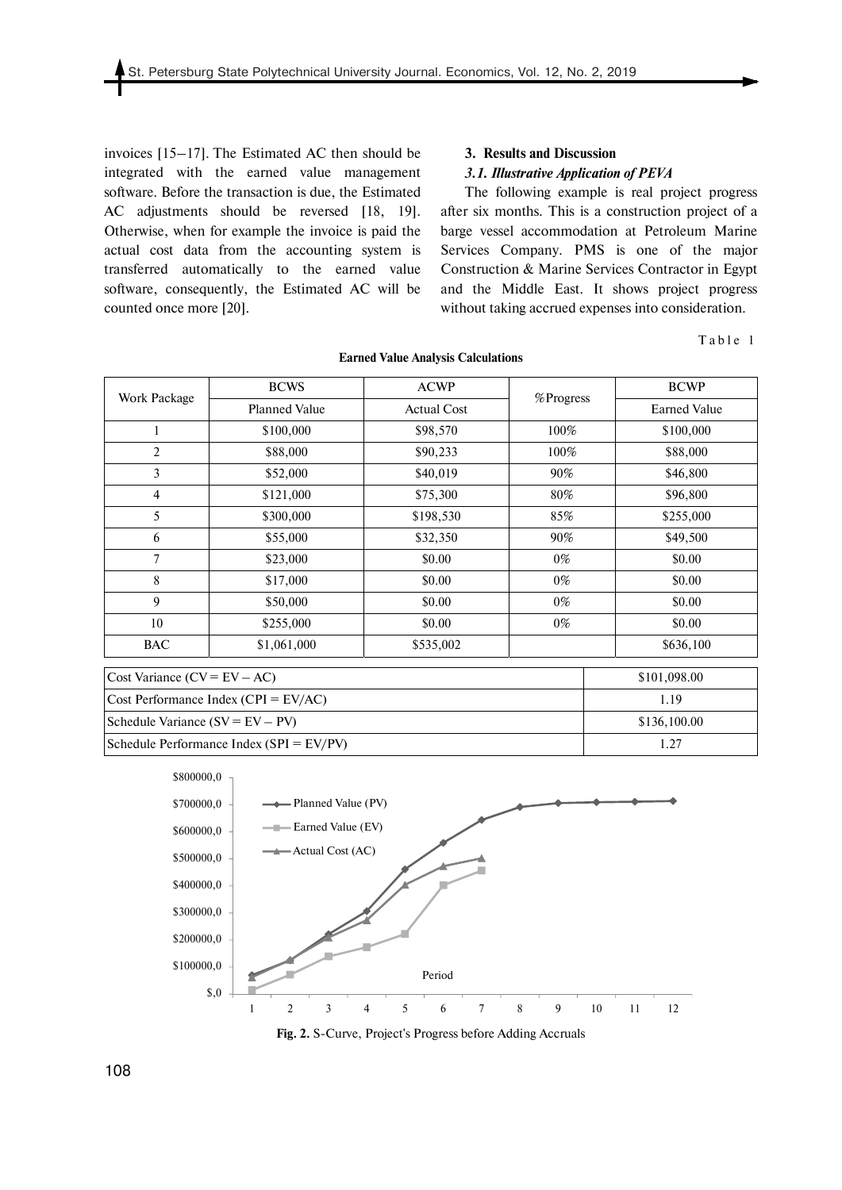invoices [15–17]. The Estimated AC then should be integrated with the earned value management software. Before the transaction is due, the Estimated AC adjustments should be reversed [18, 19]. Otherwise, when for example the invoice is paid the actual cost data from the accounting system is transferred automatically to the earned value software, consequently, the Estimated AC will be counted once more [20].

## 3. Results and Discussion

### *3.1. Illustrative Application of PEVA*

The following example is real project progress after six months. This is a construction project of a barge vessel accommodation at Petroleum Marine Services Company. PMS is one of the major Construction & Marine Services Contractor in Egypt and the Middle East. It shows project progress without taking accrued expenses into consideration.

Table 1

**Earned Value Analysis Calculations**

| Work Package | BCWS | ACWP | %Progress | BCWP |
|---|---|---|---|---|
| | Planned Value | Actual Cost | | Earned Value |
| 1 | \$100,000 | \$98,570 | 100% | \$100,000 |
| 2 | \$88,000 | \$90,233 | 100% | \$88,000 |
| 3 | \$52,000 | \$40,019 | 90% | \$46,800 |
| 4 | \$121,000 | \$75,300 | 80% | \$96,800 |
| 5 | \$300,000 | \$198,530 | 85% | \$255,000 |
| 6 | \$55,000 | \$32,350 | 90% | \$49,500 |
| 7 | \$23,000 | \$0.00 | 0% | \$0.00 |
| 8 | \$17,000 | \$0.00 | 0% | \$0.00 |
| 9 | \$50,000 | \$0.00 | 0% | \$0.00 |
| 10 | \$255,000 | \$0.00 | 0% | \$0.00 |
| BAC | \$1,061,000 | \$535,002 | | \$636,100 |

| | |
|---|---|
| Cost Variance (CV = EV – AC) | \$101,098.00 |
| Cost Performance Index (CPI = EV/AC) | 1.19 |
| Schedule Variance (SV = EV – PV) | \$136,100.00 |
| Schedule Performance Index (SPI = EV/PV) | 1.27 |

**Fig. 2.** S-Curve, Project's Progress before Adding Accruals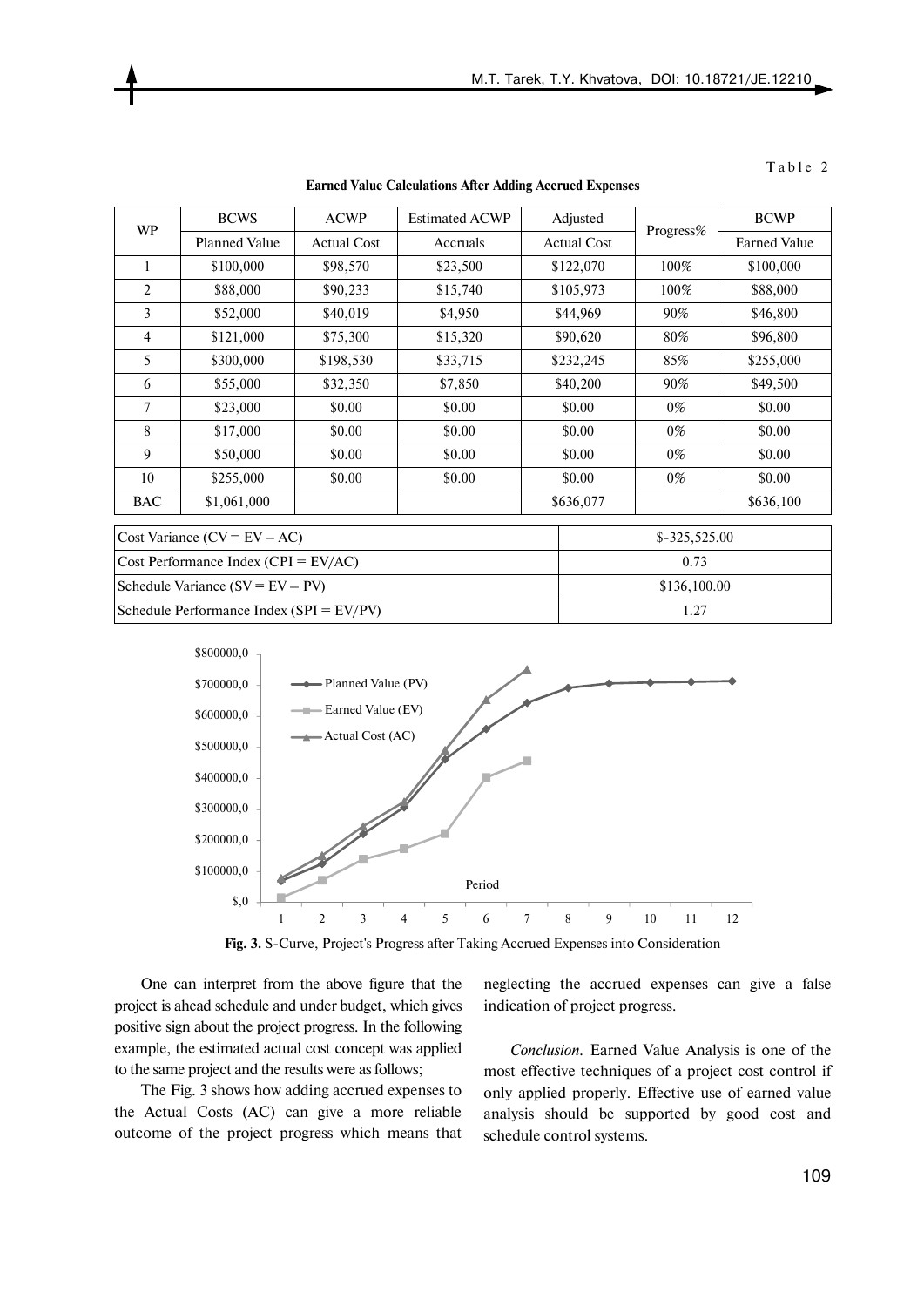Table 2

**Earned Value Calculations After Adding Accrued Expenses**

| WP | BCWS | ACWP | Estimated ACWP | Adjusted | Progress% | BCWP |
|---|---|---|---|---|---|---|
| | Planned Value | Actual Cost | Accruals | Actual Cost | | Earned Value |
| 1 | \$100,000 | \$98,570 | \$23,500 | \$122,070 | 100% | \$100,000 |
| 2 | \$88,000 | \$90,233 | \$15,740 | \$105,973 | 100% | \$88,000 |
| 3 | \$52,000 | \$40,019 | \$4,950 | \$44,969 | 90% | \$46,800 |
| 4 | \$121,000 | \$75,300 | \$15,320 | \$90,620 | 80% | \$96,800 |
| 5 | \$300,000 | \$198,530 | \$33,715 | \$232,245 | 85% | \$255,000 |
| 6 | \$55,000 | \$32,350 | \$7,850 | \$40,200 | 90% | \$49,500 |
| 7 | \$23,000 | \$0.00 | \$0.00 | \$0.00 | 0% | \$0.00 |
| 8 | \$17,000 | \$0.00 | \$0.00 | \$0.00 | 0% | \$0.00 |
| 9 | \$50,000 | \$0.00 | \$0.00 | \$0.00 | 0% | \$0.00 |
| 10 | \$255,000 | \$0.00 | \$0.00 | \$0.00 | 0% | \$0.00 |
| BAC | \$1,061,000 | | | \$636,077 | | \$636,100 |

| | |
|---|---|
| Cost Variance (CV = EV – AC) | \$-325,525.00 |
| Cost Performance Index (CPI = EV/AC) | 0.73 |
| Schedule Variance (SV = EV – PV) | \$136,100.00 |
| Schedule Performance Index (SPI = EV/PV) | 1.27 |

**Fig. 3.** S-Curve, Project's Progress after Taking Accrued Expenses into Consideration

One can interpret from the above figure that the project is ahead schedule and under budget, which gives positive sign about the project progress. In the following example, the estimated actual cost concept was applied to the same project and the results were as follows;

The Fig. 3 shows how adding accrued expenses to the Actual Costs (AC) can give a more reliable outcome of the project progress which means that neglecting the accrued expenses can give a false indication of project progress.

*Conclusion.* Earned Value Analysis is one of the most effective techniques of a project cost control if only applied properly. Effective use of earned value analysis should be supported by good cost and schedule control systems.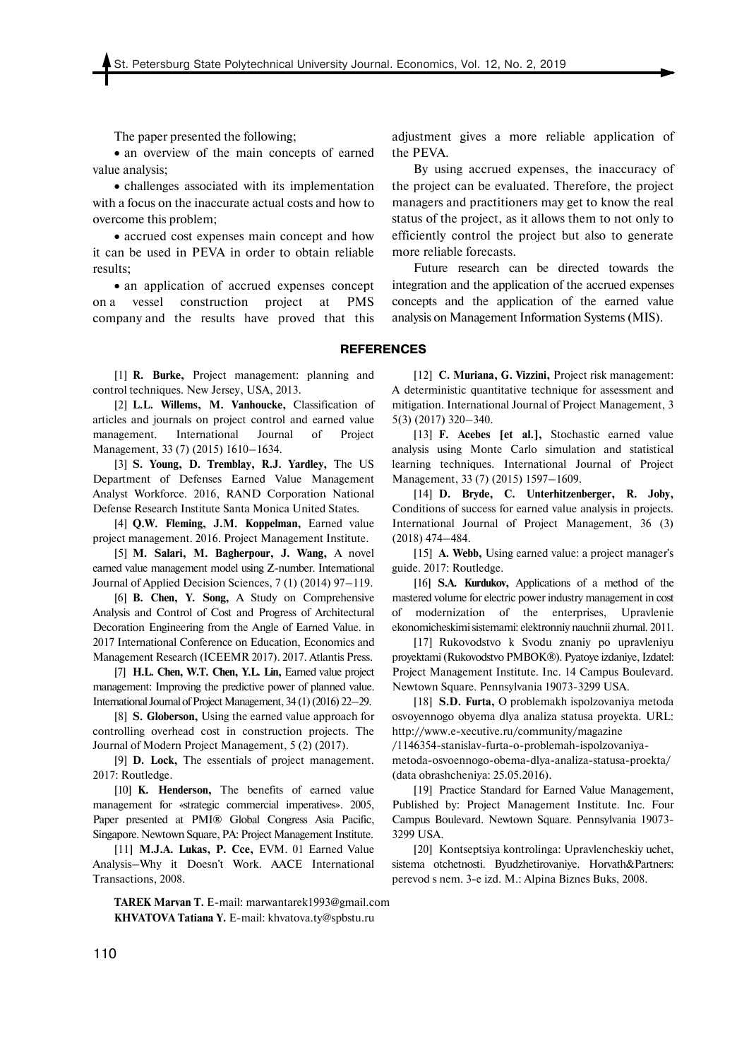The paper presented the following;

- an overview of the main concepts of earned value analysis;
- challenges associated with its implementation with a focus on the inaccurate actual costs and how to overcome this problem;
- accrued cost expenses main concept and how it can be used in PEVA in order to obtain reliable results;
- an application of accrued expenses concept on a vessel construction project at PMS company and the results have proved that this adjustment gives a more reliable application of the PEVA.

By using accrued expenses, the inaccuracy of the project can be evaluated. Therefore, the project managers and practitioners may get to know the real status of the project, as it allows them to not only to efficiently control the project but also to generate more reliable forecasts.

Future research can be directed towards the integration and the application of the accrued expenses concepts and the application of the earned value analysis on Management Information Systems (MIS).

## REFERENCES

[1] **R. Burke,** Project management: planning and control techniques. New Jersey, USA, 2013.

[2] **L.L. Willems, M. Vanhoucke,** Classification of articles and journals on project control and earned value management. International Journal of Project Management, 33 (7) (2015) 1610–1634.

[3] **S. Young, D. Tremblay, R.J. Yardley,** The US Department of Defenses Earned Value Management Analyst Workforce. 2016, RAND Corporation National Defense Research Institute Santa Monica United States.

[4] **Q.W. Fleming, J.M. Koppelman,** Earned value project management. 2016. Project Management Institute.

[5] **M. Salari, M. Bagherpour, J. Wang,** A novel earned value management model using Z-number. International Journal of Applied Decision Sciences, 7 (1) (2014) 97–119.

[6] **B. Chen, Y. Song,** A Study on Comprehensive Analysis and Control of Cost and Progress of Architectural Decoration Engineering from the Angle of Earned Value. in 2017 International Conference on Education, Economics and Management Research (ICEEMR 2017). 2017. Atlantis Press.

[7] **H.L. Chen, W.T. Chen, Y.L. Lin,** Earned value project management: Improving the predictive power of planned value. International Journal of Project Management, 34 (1) (2016) 22–29.

[8] **S. Globerson,** Using the earned value approach for controlling overhead cost in construction projects. The Journal of Modern Project Management, 5 (2) (2017).

[9] **D. Lock,** The essentials of project management. 2017: Routledge.

[10] **K. Henderson,** The benefits of earned value management for «strategic commercial imperatives». 2005, Paper presented at PMI® Global Congress Asia Pacific, Singapore. Newtown Square, PA: Project Management Institute.

[11] **M.J.A. Lukas, P. Cce,** EVM. 01 Earned Value Analysis–Why it Doesn't Work. AACE International Transactions, 2008.

[12] **C. Muriana, G. Vizzini,** Project risk management: A deterministic quantitative technique for assessment and mitigation. International Journal of Project Management, 3 5(3) (2017) 320–340.

[13] **F. Acebes [et al.],** Stochastic earned value analysis using Monte Carlo simulation and statistical learning techniques. International Journal of Project Management, 33 (7) (2015) 1597–1609.

[14] **D. Bryde, C. Unterhitzenberger, R. Joby,** Conditions of success for earned value analysis in projects. International Journal of Project Management, 36 (3) (2018) 474–484.

[15] **A. Webb,** Using earned value: a project manager's guide. 2017: Routledge.

[16] **S.A. Kurdukov,** Applications of a method of the mastered volume for electric power industry management in cost of modernization of the enterprises, Upravlenie ekonomicheskimi sistemami: elektronniy nauchnii zhurnal. 2011.

[17] Rukovodstvo k Svodu znaniy po upravleniyu proyektami (Rukovodstvo PMBOK®). Pyatoye izdaniye, Izdatel: Project Management Institute. Inc. 14 Campus Boulevard. Newtown Square. Pennsylvania 19073-3299 USA.

[18] **S.D. Furta,** O problemakh ispolzovaniya metoda osvoyennogo obyema dlya analiza statusa proyekta. URL: http://www.e-xecutive.ru/community/magazine/1146354-stanislav-furta-o-problemah-ispolzovaniya-metoda-osvoennogo-obema-dlya-analiza-statusa-proekta/ (data obrashcheniya: 25.05.2016).

[19] Practice Standard for Earned Value Management, Published by: Project Management Institute. Inc. Four Campus Boulevard. Newtown Square. Pennsylvania 19073-3299 USA.

[20] Kontseptsiya kontrolinga: Upravlencheskiy uchet, sistema otchetnosti. Byudzhetirovaniye. Horvath&Partners: perevod s nem. 3-e izd. M.: Alpina Biznes Buks, 2008.

**TAREK Marvan T.** E-mail: marwantarek1993@gmail.com
**KHVATOVA Tatiana Y.** E-mail: khvatova.ty@spbstu.ru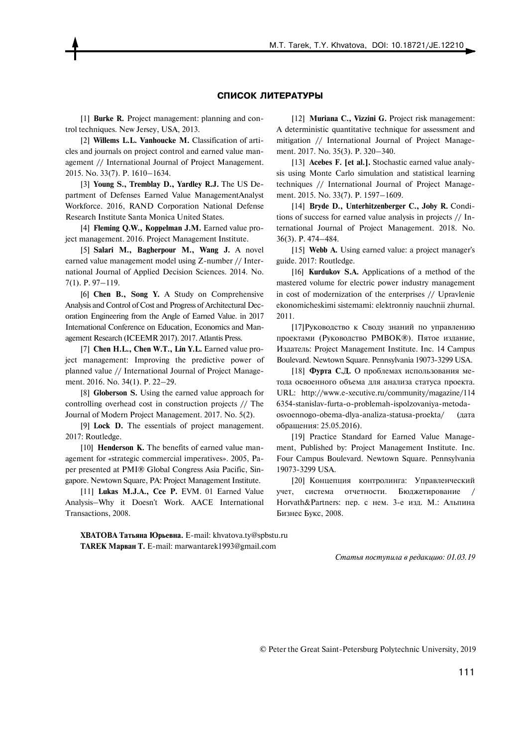## СПИСОК ЛИТЕРАТУРЫ

[1] **Burke R.** Project management: planning and control techniques. New Jersey, USA, 2013.

[2] **Willems L.L. Vanhoucke M.** Classification of articles and journals on project control and earned value management // International Journal of Project Management. 2015. No. 33(7). P. 1610–1634.

[3] **Young S., Tremblay D., Yardley R.J.** The US Department of Defenses Earned Value ManagementAnalyst Workforce. 2016, RAND Corporation National Defense Research Institute Santa Monica United States.

[4] **Fleming Q.W., Koppelman J.M.** Earned value project management. 2016. Project Management Institute.

[5] **Salari M., Bagherpour M., Wang J.** A novel earned value management model using Z-number // International Journal of Applied Decision Sciences. 2014. No. 7(1). P. 97–119.

[6] **Chen B., Song Y.** A Study on Comprehensive Analysis and Control of Cost and Progress of Architectural Decoration Engineering from the Angle of Earned Value. in 2017 International Conference on Education, Economics and Management Research (ICEEMR 2017). 2017. Atlantis Press.

[7] **Chen H.L., Chen W.T., Lin Y.L.** Earned value project management: Improving the predictive power of planned value // International Journal of Project Management. 2016. No. 34(1). P. 22–29.

[8] **Globerson S.** Using the earned value approach for controlling overhead cost in construction projects // The Journal of Modern Project Management. 2017. No. 5(2).

[9] **Lock D.** The essentials of project management. 2017: Routledge.

[10] **Henderson K.** The benefits of earned value management for «strategic commercial imperatives». 2005, Paper presented at PMI® Global Congress Asia Pacific, Singapore. Newtown Square, PA: Project Management Institute.

[11] **Lukas M.J.A., Cce P.** EVM. 01 Earned Value Analysis–Why it Doesn't Work. AACE International Transactions, 2008.

[12] **Muriana C., Vizzini G.** Project risk management: A deterministic quantitative technique for assessment and mitigation // International Journal of Project Management. 2017. No. 35(3). P. 320–340.

[13] **Acebes F. [et al.].** Stochastic earned value analysis using Monte Carlo simulation and statistical learning techniques // International Journal of Project Management. 2015. No. 33(7). P. 1597–1609.

[14] **Bryde D., Unterhitzenberger C., Joby R.** Conditions of success for earned value analysis in projects // International Journal of Project Management. 2018. No. 36(3). P. 474–484.

[15] **Webb A.** Using earned value: a project manager's guide. 2017: Routledge.

[16] **Kurdukov S.A.** Applications of a method of the mastered volume for electric power industry management in cost of modernization of the enterprises // Upravlenie ekonomicheskimi sistemami: elektronniy nauchnii zhurnal. 2011.

[17]Руководство к Своду знаний по управлению проектами (Руководство PMBOK®). Пятое издание, Издатель: Project Management Institute. Inc. 14 Campus Boulevard. Newtown Square. Pennsylvania 19073-3299 USA.

[18] **Фурта С.Д.** О проблемах использования метода освоенного объема для анализа статуса проекта. URL: http://www.e-xecutive.ru/community/magazine/1146354-stanislav-furta-o-problemah-ispolzovaniya-metoda-osvoennogo-obema-dlya-analiza-statusa-proekta/ (дата обращения: 25.05.2016).

[19] Practice Standard for Earned Value Management, Published by: Project Management Institute. Inc. Four Campus Boulevard. Newtown Square. Pennsylvania 19073-3299 USA.

[20] Концепция контролинга: Управленческий учет, система отчетности. Бюджетирование / Horvath&Partners: пер. с нем. 3-е изд. М.: Альпина Бизнес Букс, 2008.

**ХВАТОВА Татьяна Юрьевна.** E-mail: khvatova.ty@spbstu.ru
**TAREK Марван Т.** E-mail: marwantarek1993@gmail.com

*Статья поступила в редакцию: 01.03.19*

© Peter the Great Saint-Petersburg Polytechnic University, 2019